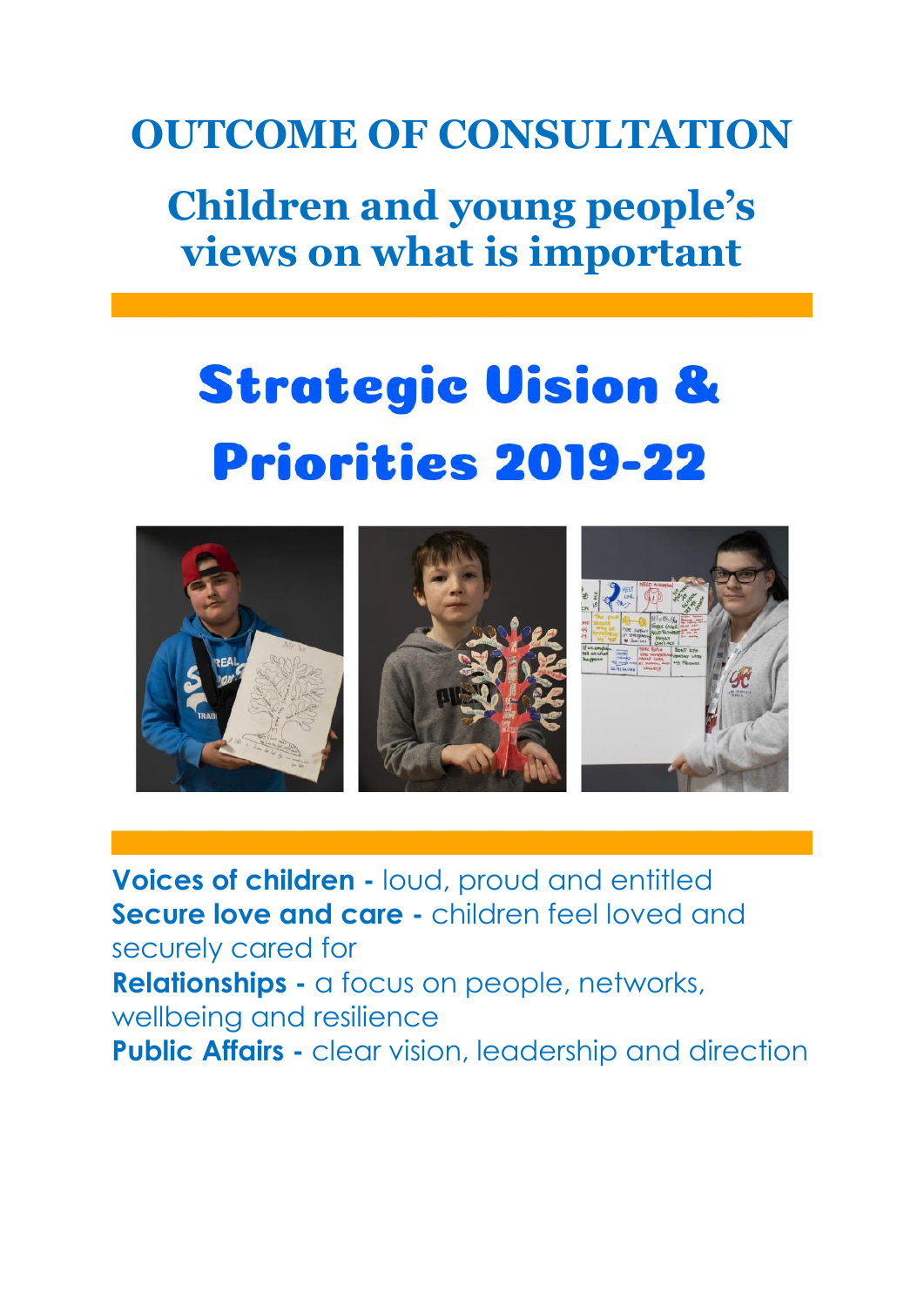# OUTCOME OF CONSULTATION

## Children and young people's views on what is important

# Strategic Vision & Priorities 2019-22

**Voices of children -** loud, proud and entitled
**Secure love and care -** children feel loved and securely cared for
**Relationships -** a focus on people, networks, wellbeing and resilience
**Public Affairs -** clear vision, leadership and direction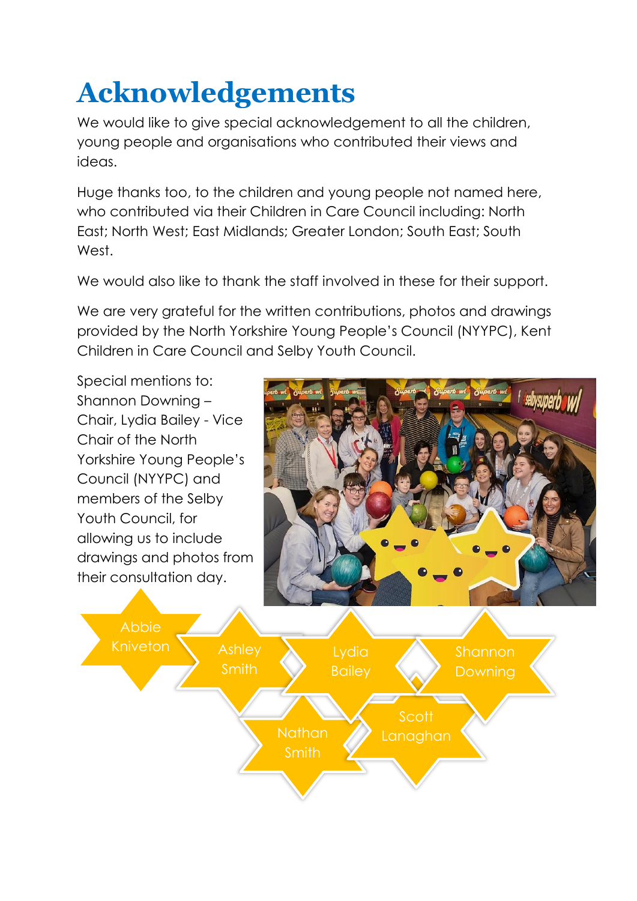# Acknowledgements

We would like to give special acknowledgement to all the children, young people and organisations who contributed their views and ideas.

Huge thanks too, to the children and young people not named here, who contributed via their Children in Care Council including: North East; North West; East Midlands; Greater London; South East; South West.

We would also like to thank the staff involved in these for their support.

We are very grateful for the written contributions, photos and drawings provided by the North Yorkshire Young People's Council (NYYPC), Kent Children in Care Council and Selby Youth Council.

Special mentions to: Shannon Downing – Chair, Lydia Bailey - Vice Chair of the North Yorkshire Young People's Council (NYYPC) and members of the Selby Youth Council, for allowing us to include drawings and photos from their consultation day.

Abbie Kniveton

Ashley Smith

Lydia Bailey

Shannon Downing

Nathan Smith

Scott Lanaghan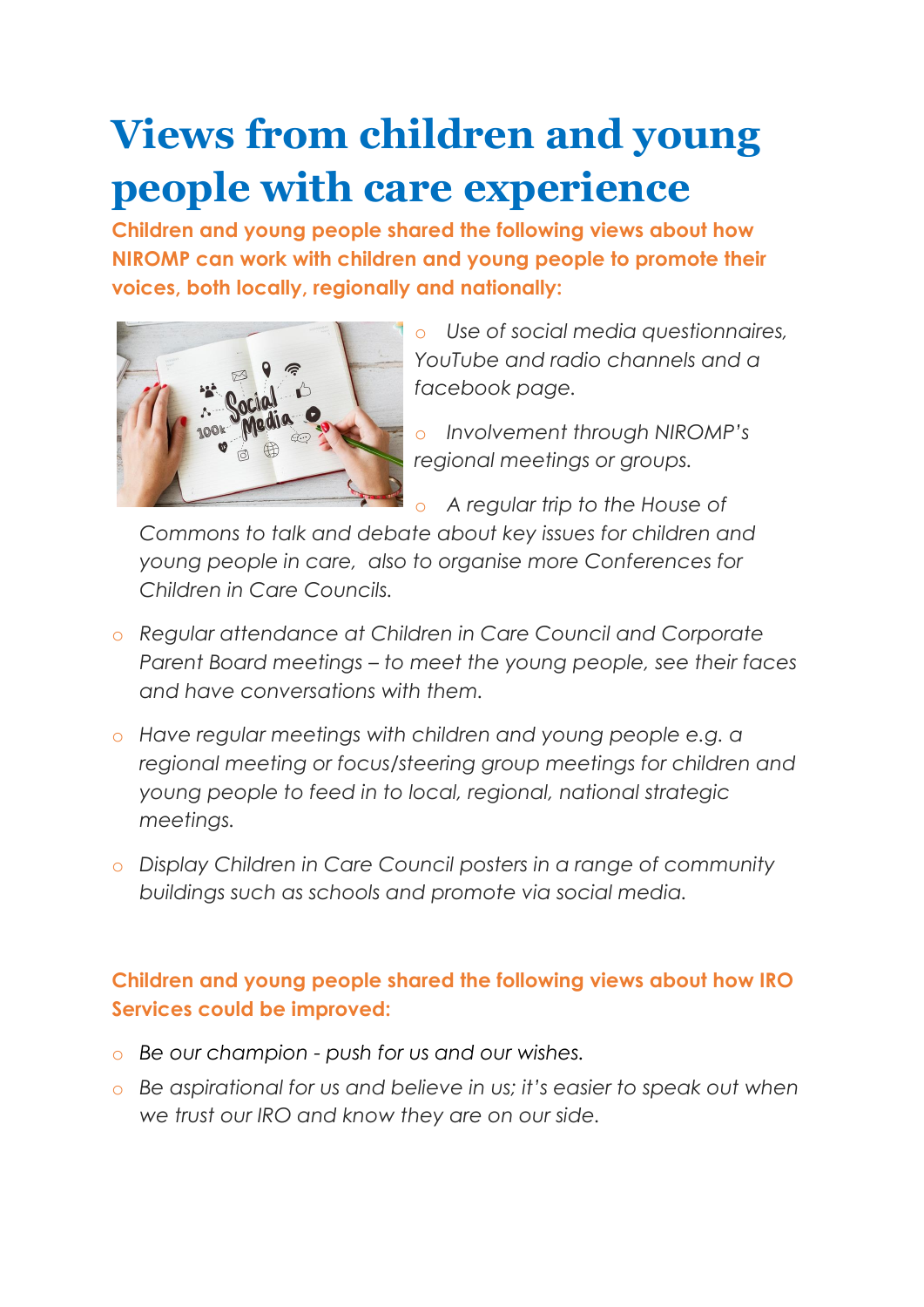# Views from children and young people with care experience

**Children and young people shared the following views about how NIROMP can work with children and young people to promote their voices, both locally, regionally and nationally:**

- *Use of social media questionnaires, YouTube and radio channels and a facebook page.*
- *Involvement through NIROMP's regional meetings or groups.*
- *A regular trip to the House of Commons to talk and debate about key issues for children and young people in care, also to organise more Conferences for Children in Care Councils.*
- *Regular attendance at Children in Care Council and Corporate Parent Board meetings – to meet the young people, see their faces and have conversations with them.*
- *Have regular meetings with children and young people e.g. a regional meeting or focus/steering group meetings for children and young people to feed in to local, regional, national strategic meetings.*
- *Display Children in Care Council posters in a range of community buildings such as schools and promote via social media.*

**Children and young people shared the following views about how IRO Services could be improved:**

- *Be our champion - push for us and our wishes.*
- *Be aspirational for us and believe in us; it's easier to speak out when we trust our IRO and know they are on our side.*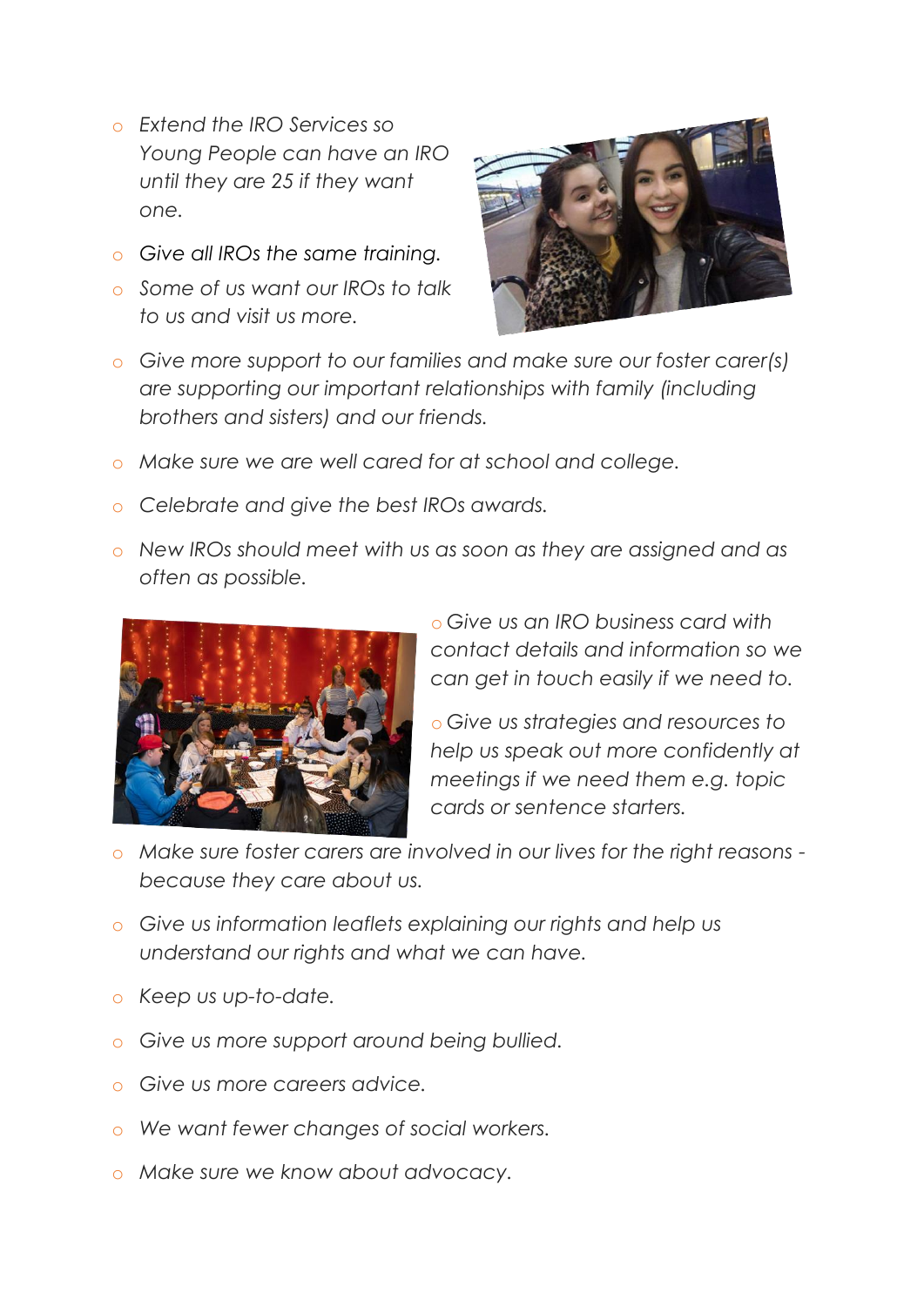- *Extend the IRO Services so Young People can have an IRO until they are 25 if they want one.*
- *Give all IROs the same training.*
- *Some of us want our IROs to talk to us and visit us more.*
- *Give more support to our families and make sure our foster carer(s) are supporting our important relationships with family (including brothers and sisters) and our friends.*
- *Make sure we are well cared for at school and college.*
- *Celebrate and give the best IROs awards.*
- *New IROs should meet with us as soon as they are assigned and as often as possible.*
- *Give us an IRO business card with contact details and information so we can get in touch easily if we need to.*
- *Give us strategies and resources to help us speak out more confidently at meetings if we need them e.g. topic cards or sentence starters.*
- *Make sure foster carers are involved in our lives for the right reasons - because they care about us.*
- *Give us information leaflets explaining our rights and help us understand our rights and what we can have.*
- *Keep us up-to-date.*
- *Give us more support around being bullied.*
- *Give us more careers advice.*
- *We want fewer changes of social workers.*
- *Make sure we know about advocacy.*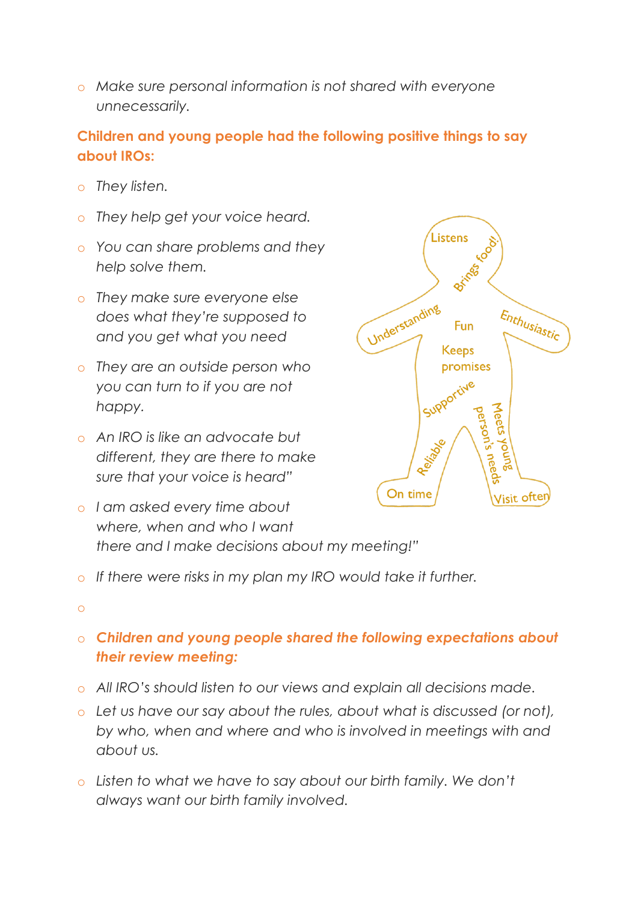- *Make sure personal information is not shared with everyone unnecessarily.*

**Children and young people had the following positive things to say about IROs:**

- *They listen.*
- *They help get your voice heard.*
- *You can share problems and they help solve them.*
- *They make sure everyone else does what they're supposed to and you get what you need*
- *They are an outside person who you can turn to if you are not happy.*
- *An IRO is like an advocate but different, they are there to make sure that your voice is heard"*
- *I am asked every time about where, when and who I want there and I make decisions about my meeting!"*
- *If there were risks in my plan my IRO would take it further.*

Listens, Brings food!, Understanding, Fun, Enthusiastic, Keeps promises, Supportive, Meets young person's needs, Reliable, On time, Visit often

- ***Children and young people shared the following expectations about their review meeting:***

- *All IRO's should listen to our views and explain all decisions made.*
- *Let us have our say about the rules, about what is discussed (or not), by who, when and where and who is involved in meetings with and about us.*
- *Listen to what we have to say about our birth family. We don't always want our birth family involved.*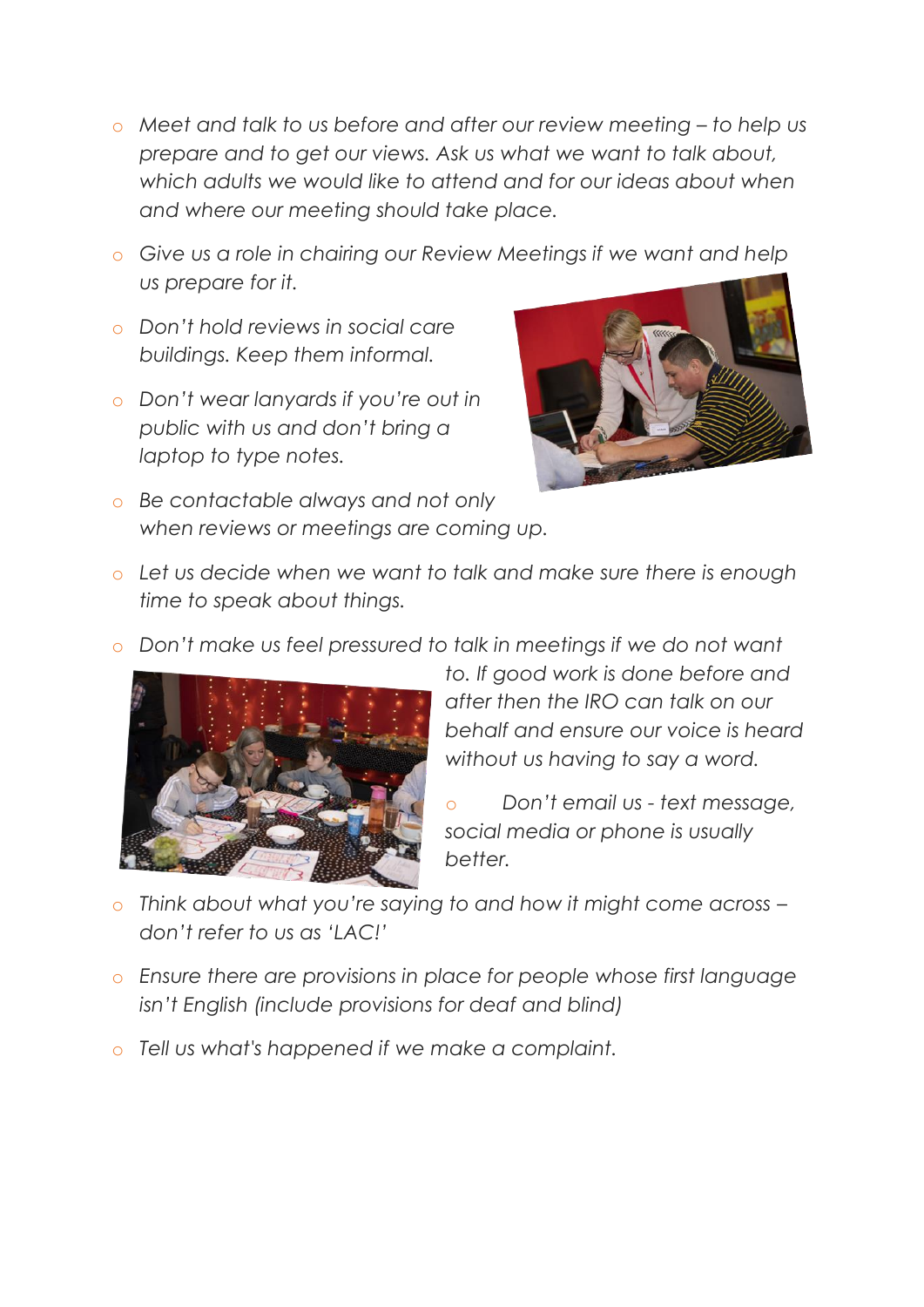- *Meet and talk to us before and after our review meeting – to help us prepare and to get our views. Ask us what we want to talk about, which adults we would like to attend and for our ideas about when and where our meeting should take place.*
- *Give us a role in chairing our Review Meetings if we want and help us prepare for it.*
- *Don't hold reviews in social care buildings. Keep them informal.*
- *Don't wear lanyards if you're out in public with us and don't bring a laptop to type notes.*
- *Be contactable always and not only when reviews or meetings are coming up.*
- *Let us decide when we want to talk and make sure there is enough time to speak about things.*
- *Don't make us feel pressured to talk in meetings if we do not want to. If good work is done before and after then the IRO can talk on our behalf and ensure our voice is heard without us having to say a word.*
- *Don't email us - text message, social media or phone is usually better.*
- *Think about what you're saying to and how it might come across – don't refer to us as 'LAC!'*
- *Ensure there are provisions in place for people whose first language isn't English (include provisions for deaf and blind)*
- *Tell us what's happened if we make a complaint.*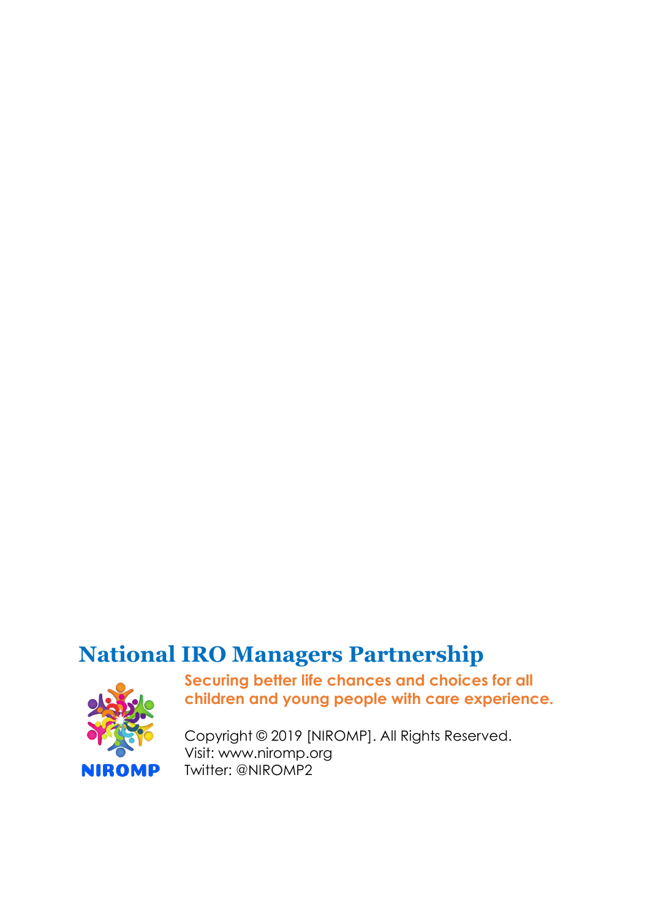## National IRO Managers Partnership

NIROMP

**Securing better life chances and choices for all children and young people with care experience.**

Copyright © 2019 [NIROMP]. All Rights Reserved.
Visit: www.niromp.org
Twitter: @NIROMP2